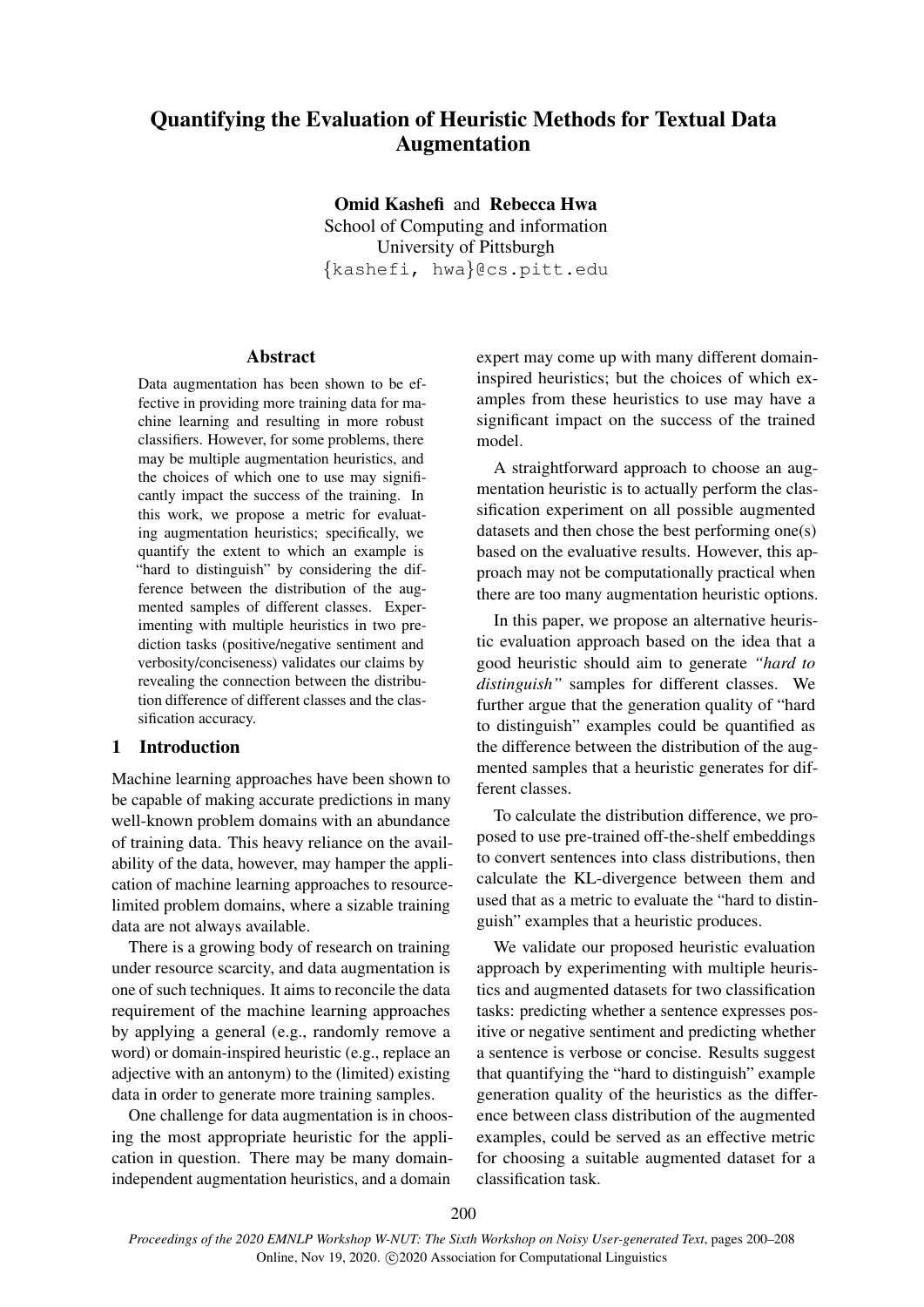# Quantifying the Evaluation of Heuristic Methods for Textual Data Augmentation

**Omid Kashefi** and **Rebecca Hwa**
School of Computing and information
University of Pittsburgh
{kashefi, hwa}@cs.pitt.edu

## Abstract

Data augmentation has been shown to be effective in providing more training data for machine learning and resulting in more robust classifiers. However, for some problems, there may be multiple augmentation heuristics, and the choices of which one to use may significantly impact the success of the training. In this work, we propose a metric for evaluating augmentation heuristics; specifically, we quantify the extent to which an example is "hard to distinguish" by considering the difference between the distribution of the augmented samples of different classes. Experimenting with multiple heuristics in two prediction tasks (positive/negative sentiment and verbosity/conciseness) validates our claims by revealing the connection between the distribution difference of different classes and the classification accuracy.

## 1 Introduction

Machine learning approaches have been shown to be capable of making accurate predictions in many well-known problem domains with an abundance of training data. This heavy reliance on the availability of the data, however, may hamper the application of machine learning approaches to resource-limited problem domains, where a sizable training data are not always available.

There is a growing body of research on training under resource scarcity, and data augmentation is one of such techniques. It aims to reconcile the data requirement of the machine learning approaches by applying a general (e.g., randomly remove a word) or domain-inspired heuristic (e.g., replace an adjective with an antonym) to the (limited) existing data in order to generate more training samples.

One challenge for data augmentation is in choosing the most appropriate heuristic for the application in question. There may be many domain-independent augmentation heuristics, and a domain expert may come up with many different domain-inspired heuristics; but the choices of which examples from these heuristics to use may have a significant impact on the success of the trained model.

A straightforward approach to choose an augmentation heuristic is to actually perform the classification experiment on all possible augmented datasets and then chose the best performing one(s) based on the evaluative results. However, this approach may not be computationally practical when there are too many augmentation heuristic options.

In this paper, we propose an alternative heuristic evaluation approach based on the idea that a good heuristic should aim to generate *"hard to distinguish"* samples for different classes. We further argue that the generation quality of "hard to distinguish" examples could be quantified as the difference between the distribution of the augmented samples that a heuristic generates for different classes.

To calculate the distribution difference, we proposed to use pre-trained off-the-shelf embeddings to convert sentences into class distributions, then calculate the KL-divergence between them and used that as a metric to evaluate the "hard to distinguish" examples that a heuristic produces.

We validate our proposed heuristic evaluation approach by experimenting with multiple heuristics and augmented datasets for two classification tasks: predicting whether a sentence expresses positive or negative sentiment and predicting whether a sentence is verbose or concise. Results suggest that quantifying the "hard to distinguish" example generation quality of the heuristics as the difference between class distribution of the augmented examples, could be served as an effective metric for choosing a suitable augmented dataset for a classification task.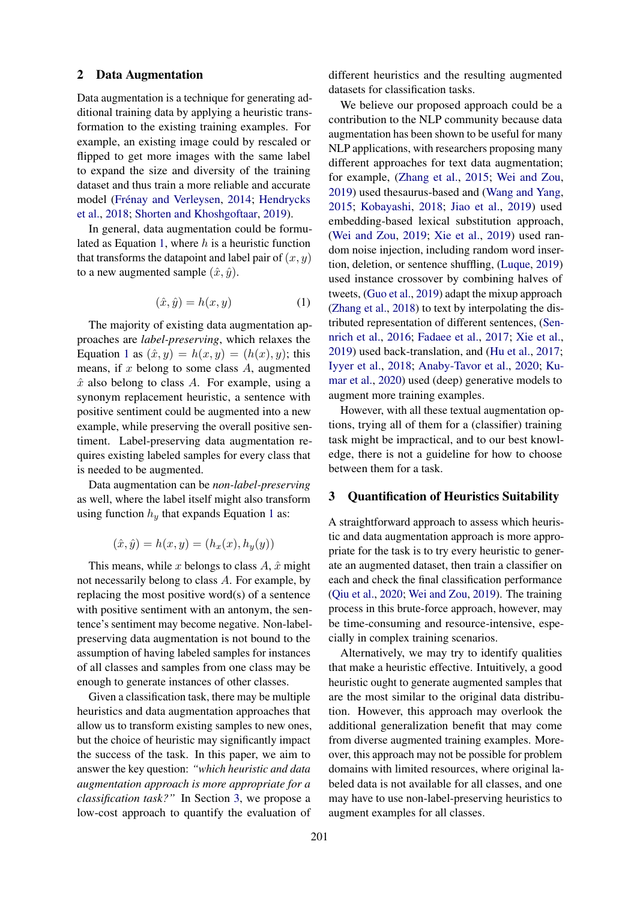## 2 Data Augmentation

Data augmentation is a technique for generating additional training data by applying a heuristic transformation to the existing training examples. For example, an existing image could by rescaled or flipped to get more images with the same label to expand the size and diversity of the training dataset and thus train a more reliable and accurate model (Frénay and Verleysen, 2014; Hendrycks et al., 2018; Shorten and Khoshgoftaar, 2019).

In general, data augmentation could be formulated as Equation 1, where $h$ is a heuristic function that transforms the datapoint and label pair of $(x, y)$ to a new augmented sample $(\hat{x}, \hat{y})$.

$$(\hat{x}, \hat{y}) = h(x, y) \tag{1}$$

The majority of existing data augmentation approaches are *label-preserving*, which relaxes the Equation 1 as $(\hat{x}, y) = h(x, y) = (h(x), y)$; this means, if $x$ belong to some class $A$, augmented $\hat{x}$ also belong to class $A$. For example, using a synonym replacement heuristic, a sentence with positive sentiment could be augmented into a new example, while preserving the overall positive sentiment. Label-preserving data augmentation requires existing labeled samples for every class that is needed to be augmented.

Data augmentation can be *non-label-preserving* as well, where the label itself might also transform using function $h_y$ that expands Equation 1 as:

$$(\hat{x}, \hat{y}) = h(x, y) = (h_x(x), h_y(y))$$

This means, while $x$ belongs to class $A$, $\hat{x}$ might not necessarily belong to class $A$. For example, by replacing the most positive word(s) of a sentence with positive sentiment with an antonym, the sentence's sentiment may become negative. Non-label-preserving data augmentation is not bound to the assumption of having labeled samples for instances of all classes and samples from one class may be enough to generate instances of other classes.

Given a classification task, there may be multiple heuristics and data augmentation approaches that allow us to transform existing samples to new ones, but the choice of heuristic may significantly impact the success of the task. In this paper, we aim to answer the key question: *"which heuristic and data augmentation approach is more appropriate for a classification task?"* In Section 3, we propose a low-cost approach to quantify the evaluation of different heuristics and the resulting augmented datasets for classification tasks.

We believe our proposed approach could be a contribution to the NLP community because data augmentation has been shown to be useful for many NLP applications, with researchers proposing many different approaches for text data augmentation; for example, (Zhang et al., 2015; Wei and Zou, 2019) used thesaurus-based and (Wang and Yang, 2015; Kobayashi, 2018; Jiao et al., 2019) used embedding-based lexical substitution approach, (Wei and Zou, 2019; Xie et al., 2019) used random noise injection, including random word insertion, deletion, or sentence shuffling, (Luque, 2019) used instance crossover by combining halves of tweets, (Guo et al., 2019) adapt the mixup approach (Zhang et al., 2018) to text by interpolating the distributed representation of different sentences, (Sennrich et al., 2016; Fadaee et al., 2017; Xie et al., 2019) used back-translation, and (Hu et al., 2017; Iyyer et al., 2018; Anaby-Tavor et al., 2020; Kumar et al., 2020) used (deep) generative models to augment more training examples.

However, with all these textual augmentation options, trying all of them for a (classifier) training task might be impractical, and to our best knowledge, there is not a guideline for how to choose between them for a task.

## 3 Quantification of Heuristics Suitability

A straightforward approach to assess which heuristic and data augmentation approach is more appropriate for the task is to try every heuristic to generate an augmented dataset, then train a classifier on each and check the final classification performance (Qiu et al., 2020; Wei and Zou, 2019). The training process in this brute-force approach, however, may be time-consuming and resource-intensive, especially in complex training scenarios.

Alternatively, we may try to identify qualities that make a heuristic effective. Intuitively, a good heuristic ought to generate augmented samples that are the most similar to the original data distribution. However, this approach may overlook the additional generalization benefit that may come from diverse augmented training examples. Moreover, this approach may not be possible for problem domains with limited resources, where original labeled data is not available for all classes, and one may have to use non-label-preserving heuristics to augment examples for all classes.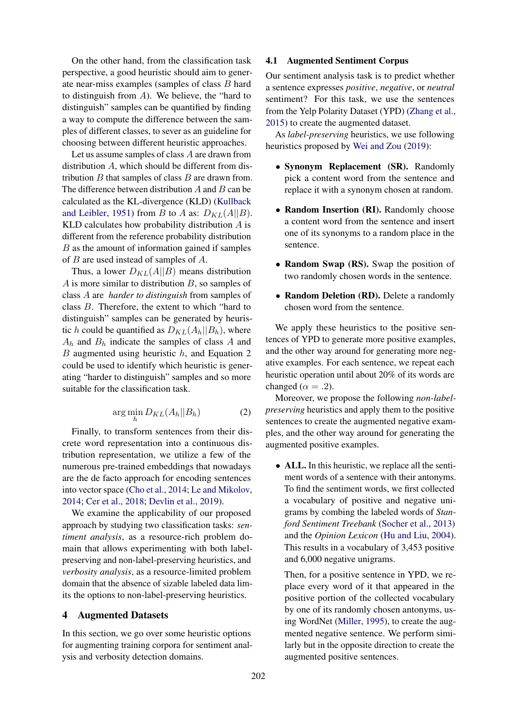On the other hand, from the classification task perspective, a good heuristic should aim to generate near-miss examples (samples of class $B$ hard to distinguish from $A$). We believe, the "hard to distinguish" samples can be quantified by finding a way to compute the difference between the samples of different classes, to sever as an guideline for choosing between different heuristic approaches.

Let us assume samples of class $A$ are drawn from distribution $A$, which should be different from distribution $B$ that samples of class $B$ are drawn from. The difference between distribution $A$ and $B$ can be calculated as the KL-divergence (KLD) (Kullback and Leibler, 1951) from $B$ to $A$ as: $D_{KL}(A||B)$. KLD calculates how probability distribution $A$ is different from the reference probability distribution $B$ as the amount of information gained if samples of $B$ are used instead of samples of $A$.

Thus, a lower $D_{KL}(A||B)$ means distribution $A$ is more similar to distribution $B$, so samples of class $A$ are *harder to distinguish* from samples of class $B$. Therefore, the extent to which "hard to distinguish" samples can be generated by heuristic $h$ could be quantified as $D_{KL}(A_h||B_h)$, where $A_h$ and $B_h$ indicate the samples of class $A$ and $B$ augmented using heuristic $h$, and Equation 2 could be used to identify which heuristic is generating "harder to distinguish" samples and so more suitable for the classification task.

$$\arg\min_{h} D_{KL}(A_h||B_h) \quad (2)$$

Finally, to transform sentences from their discrete word representation into a continuous distribution representation, we utilize a few of the numerous pre-trained embeddings that nowadays are the de facto approach for encoding sentences into vector space (Cho et al., 2014; Le and Mikolov, 2014; Cer et al., 2018; Devlin et al., 2019).

We examine the applicability of our proposed approach by studying two classification tasks: *sentiment analysis*, as a resource-rich problem domain that allows experimenting with both label-preserving and non-label-preserving heuristics, and *verbosity analysis*, as a resource-limited problem domain that the absence of sizable labeled data limits the options to non-label-preserving heuristics.

## 4 Augmented Datasets

In this section, we go over some heuristic options for augmenting training corpora for sentiment analysis and verbosity detection domains.

### 4.1 Augmented Sentiment Corpus

Our sentiment analysis task is to predict whether a sentence expresses *positive*, *negative*, or *neutral* sentiment? For this task, we use the sentences from the Yelp Polarity Dataset (YPD) (Zhang et al., 2015) to create the augmented dataset.

As *label-preserving* heuristics, we use following heuristics proposed by Wei and Zou (2019):

- **Synonym Replacement (SR).** Randomly pick a content word from the sentence and replace it with a synonym chosen at random.
- **Random Insertion (RI).** Randomly choose a content word from the sentence and insert one of its synonyms to a random place in the sentence.
- **Random Swap (RS).** Swap the position of two randomly chosen words in the sentence.
- **Random Deletion (RD).** Delete a randomly chosen word from the sentence.

We apply these heuristics to the positive sentences of YPD to generate more positive examples, and the other way around for generating more negative examples. For each sentence, we repeat each heuristic operation until about 20% of its words are changed ($\alpha = .2$).

Moreover, we propose the following *non-label-preserving* heuristics and apply them to the positive sentences to create the augmented negative examples, and the other way around for generating the augmented positive examples.

- **ALL.** In this heuristic, we replace all the sentiment words of a sentence with their antonyms. To find the sentiment words, we first collected a vocabulary of positive and negative unigrams by combing the labeled words of *Stanford Sentiment Treebank* (Socher et al., 2013) and the *Opinion Lexicon* (Hu and Liu, 2004). This results in a vocabulary of 3,453 positive and 6,000 negative unigrams.

  Then, for a positive sentence in YPD, we replace every word of it that appeared in the positive portion of the collected vocabulary by one of its randomly chosen antonyms, using WordNet (Miller, 1995), to create the augmented negative sentence. We perform similarly but in the opposite direction to create the augmented positive sentences.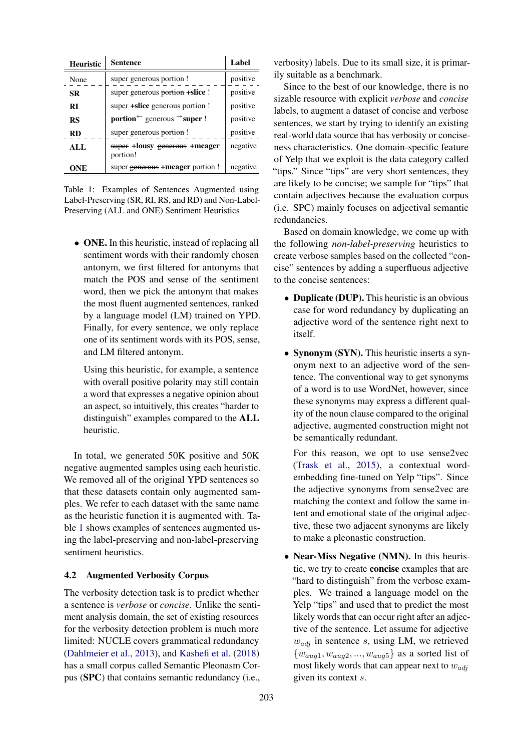| Heuristic | Sentence | Label |
|---|---|---|
| None | super generous portion ! | positive |
| **SR** | super generous ~~portion~~ **+slice** ! | positive |
| **RI** | super **+slice** generous portion ! | positive |
| **RS** | **portion**$^{\leftarrow}$ generous $^{\rightarrow}$**super** ! | positive |
| **RD** | super generous ~~portion~~ ! | positive |
| **ALL** | ~~super~~ **+lousy** ~~generous~~ **+meager** portion! | negative |
| **ONE** | super ~~generous~~ **+meager** portion ! | negative |

Table 1: Examples of Sentences Augmented using Label-Preserving (SR, RI, RS, and RD) and Non-Label-Preserving (ALL and ONE) Sentiment Heuristics

- **ONE.** In this heuristic, instead of replacing all sentiment words with their randomly chosen antonym, we first filtered for antonyms that match the POS and sense of the sentiment word, then we pick the antonym that makes the most fluent augmented sentences, ranked by a language model (LM) trained on YPD. Finally, for every sentence, we only replace one of its sentiment words with its POS, sense, and LM filtered antonym.

  Using this heuristic, for example, a sentence with overall positive polarity may still contain a word that expresses a negative opinion about an aspect, so intuitively, this creates "harder to distinguish" examples compared to the **ALL** heuristic.

In total, we generated 50K positive and 50K negative augmented samples using each heuristic. We removed all of the original YPD sentences so that these datasets contain only augmented samples. We refer to each dataset with the same name as the heuristic function it is augmented with. Table 1 shows examples of sentences augmented using the label-preserving and non-label-preserving sentiment heuristics.

### 4.2 Augmented Verbosity Corpus

The verbosity detection task is to predict whether a sentence is *verbose* or *concise*. Unlike the sentiment analysis domain, the set of existing resources for the verbosity detection problem is much more limited: NUCLE covers grammatical redundancy (Dahlmeier et al., 2013), and Kashefi et al. (2018) has a small corpus called Semantic Pleonasm Corpus (**SPC**) that contains semantic redundancy (i.e., verbosity) labels. Due to its small size, it is primarily suitable as a benchmark.

Since to the best of our knowledge, there is no sizable resource with explicit *verbose* and *concise* labels, to augment a dataset of concise and verbose sentences, we start by trying to identify an existing real-world data source that has verbosity or conciseness characteristics. One domain-specific feature of Yelp that we exploit is the data category called "tips." Since "tips" are very short sentences, they are likely to be concise; we sample for "tips" that contain adjectives because the evaluation corpus (i.e. SPC) mainly focuses on adjectival semantic redundancies.

Based on domain knowledge, we come up with the following *non-label-preserving* heuristics to create verbose samples based on the collected "concise" sentences by adding a superfluous adjective to the concise sentences:

- **Duplicate (DUP).** This heuristic is an obvious case for word redundancy by duplicating an adjective word of the sentence right next to itself.

- **Synonym (SYN).** This heuristic inserts a synonym next to an adjective word of the sentence. The conventional way to get synonyms of a word is to use WordNet, however, since these synonyms may express a different quality of the noun clause compared to the original adjective, augmented construction might not be semantically redundant.

  For this reason, we opt to use sense2vec (Trask et al., 2015), a contextual word-embedding fine-tuned on Yelp "tips". Since the adjective synonyms from sense2vec are matching the context and follow the same intent and emotional state of the original adjective, these two adjacent synonyms are likely to make a pleonastic construction.

- **Near-Miss Negative (NMN).** In this heuristic, we try to create **concise** examples that are "hard to distinguish" from the verbose examples. We trained a language model on the Yelp "tips" and used that to predict the most likely words that can occur right after an adjective of the sentence. Let assume for adjective $w_{adj}$ in sentence $s$, using LM, we retrieved $\{w_{aug1}, w_{aug2}, ..., w_{aug5}\}$ as a sorted list of most likely words that can appear next to $w_{adj}$ given its context $s$.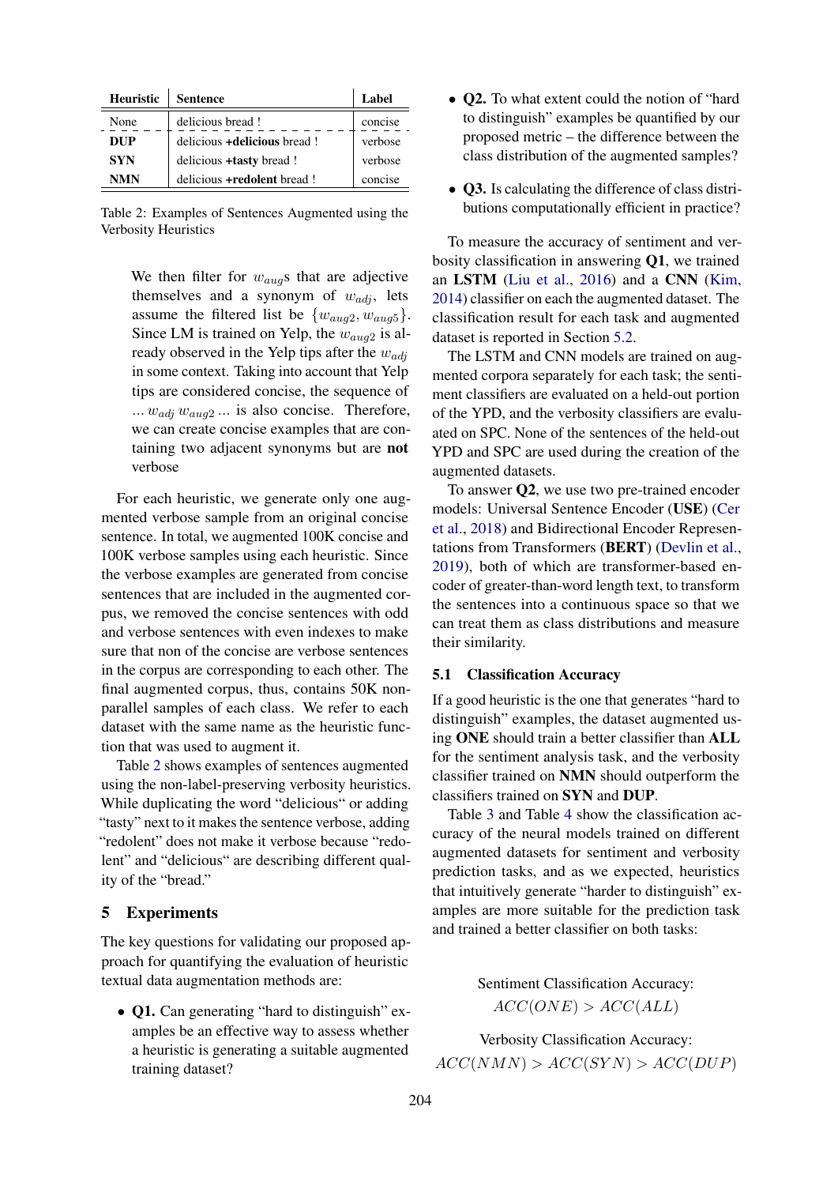| Heuristic | Sentence | Label |
|---|---|---|
| None | delicious bread ! | concise |
| **DUP** | delicious **+delicious** bread ! | verbose |
| **SYN** | delicious **+tasty** bread ! | verbose |
| **NMN** | delicious **+redolent** bread ! | concise |

Table 2: Examples of Sentences Augmented using the Verbosity Heuristics

> We then filter for $w_{aug}$s that are adjective themselves and a synonym of $w_{adj}$, lets assume the filtered list be $\{w_{aug2}, w_{aug5}\}$. Since LM is trained on Yelp, the $w_{aug2}$ is already observed in the Yelp tips after the $w_{adj}$ in some context. Taking into account that Yelp tips are considered concise, the sequence of ... $w_{adj}$ $w_{aug2}$ ... is also concise. Therefore, we can create concise examples that are containing two adjacent synonyms but are **not** verbose

For each heuristic, we generate only one augmented verbose sample from an original concise sentence. In total, we augmented 100K concise and 100K verbose samples using each heuristic. Since the verbose examples are generated from concise sentences that are included in the augmented corpus, we removed the concise sentences with odd and verbose sentences with even indexes to make sure that non of the concise are verbose sentences in the corpus are corresponding to each other. The final augmented corpus, thus, contains 50K non-parallel samples of each class. We refer to each dataset with the same name as the heuristic function that was used to augment it.

Table 2 shows examples of sentences augmented using the non-label-preserving verbosity heuristics. While duplicating the word "delicious" or adding "tasty" next to it makes the sentence verbose, adding "redolent" does not make it verbose because "redolent" and "delicious" are describing different quality of the "bread."

## 5 Experiments

The key questions for validating our proposed approach for quantifying the evaluation of heuristic textual data augmentation methods are:

- **Q1.** Can generating "hard to distinguish" examples be an effective way to assess whether a heuristic is generating a suitable augmented training dataset?
- **Q2.** To what extent could the notion of "hard to distinguish" examples be quantified by our proposed metric – the difference between the class distribution of the augmented samples?
- **Q3.** Is calculating the difference of class distributions computationally efficient in practice?

To measure the accuracy of sentiment and verbosity classification in answering **Q1**, we trained an **LSTM** (Liu et al., 2016) and a **CNN** (Kim, 2014) classifier on each the augmented dataset. The classification result for each task and augmented dataset is reported in Section 5.2.

The LSTM and CNN models are trained on augmented corpora separately for each task; the sentiment classifiers are evaluated on a held-out portion of the YPD, and the verbosity classifiers are evaluated on SPC. None of the sentences of the held-out YPD and SPC are used during the creation of the augmented datasets.

To answer **Q2**, we use two pre-trained encoder models: Universal Sentence Encoder (**USE**) (Cer et al., 2018) and Bidirectional Encoder Representations from Transformers (**BERT**) (Devlin et al., 2019), both of which are transformer-based encoder of greater-than-word length text, to transform the sentences into a continuous space so that we can treat them as class distributions and measure their similarity.

### 5.1 Classification Accuracy

If a good heuristic is the one that generates "hard to distinguish" examples, the dataset augmented using **ONE** should train a better classifier than **ALL** for the sentiment analysis task, and the verbosity classifier trained on **NMN** should outperform the classifiers trained on **SYN** and **DUP**.

Table 3 and Table 4 show the classification accuracy of the neural models trained on different augmented datasets for sentiment and verbosity prediction tasks, and as we expected, heuristics that intuitively generate "harder to distinguish" examples are more suitable for the prediction task and trained a better classifier on both tasks:

Sentiment Classification Accuracy:

$$ACC(ONE) > ACC(ALL)$$

Verbosity Classification Accuracy:

$$ACC(NMN) > ACC(SYN) > ACC(DUP)$$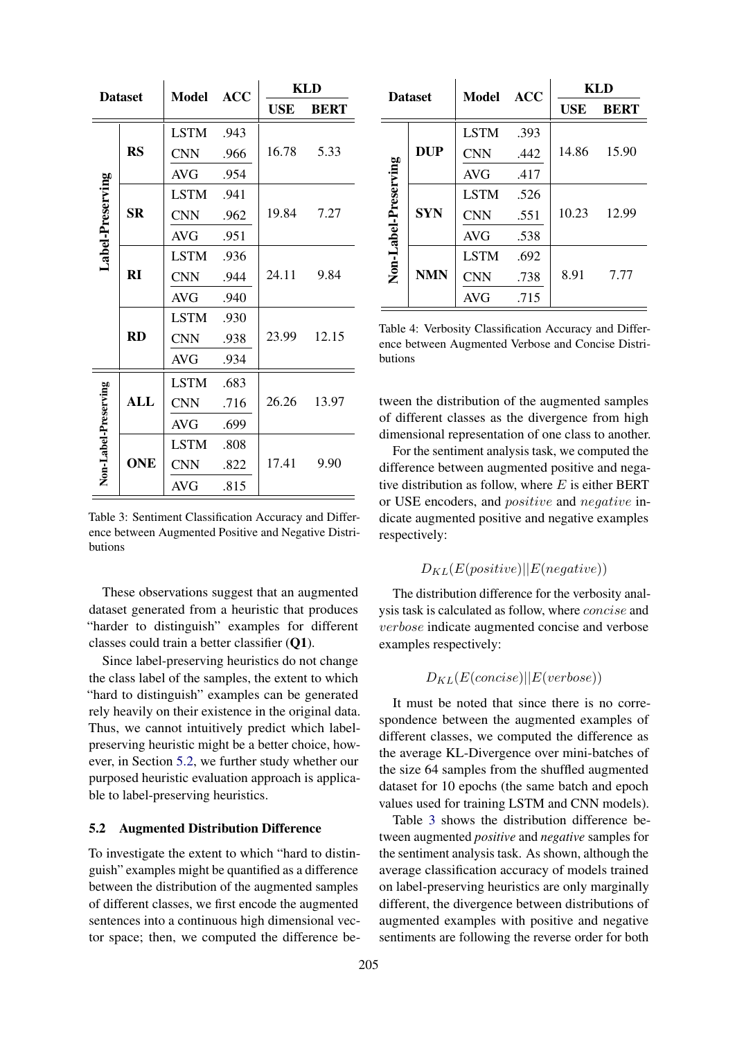| Dataset | | Model | ACC | KLD | |
|---|---|---|---|---|---|
| | | | | USE | BERT |
| Label-Preserving | RS | LSTM | .943 | 16.78 | 5.33 |
| | | CNN | .966 | | |
| | | AVG | .954 | | |
| | SR | LSTM | .941 | 19.84 | 7.27 |
| | | CNN | .962 | | |
| | | AVG | .951 | | |
| | RI | LSTM | .936 | 24.11 | 9.84 |
| | | CNN | .944 | | |
| | | AVG | .940 | | |
| | RD | LSTM | .930 | 23.99 | 12.15 |
| | | CNN | .938 | | |
| | | AVG | .934 | | |
| Non-Label-Preserving | ALL | LSTM | .683 | 26.26 | 13.97 |
| | | CNN | .716 | | |
| | | AVG | .699 | | |
| | ONE | LSTM | .808 | 17.41 | 9.90 |
| | | CNN | .822 | | |
| | | AVG | .815 | | |

Table 3: Sentiment Classification Accuracy and Difference between Augmented Positive and Negative Distributions

These observations suggest that an augmented dataset generated from a heuristic that produces "harder to distinguish" examples for different classes could train a better classifier (**Q1**).

Since label-preserving heuristics do not change the class label of the samples, the extent to which "hard to distinguish" examples can be generated rely heavily on their existence in the original data. Thus, we cannot intuitively predict which label-preserving heuristic might be a better choice, however, in Section 5.2, we further study whether our purposed heuristic evaluation approach is applicable to label-preserving heuristics.

### 5.2 Augmented Distribution Difference

To investigate the extent to which "hard to distinguish" examples might be quantified as a difference between the distribution of the augmented samples of different classes, we first encode the augmented sentences into a continuous high dimensional vector space; then, we computed the difference between the distribution of the augmented samples of different classes as the divergence from high dimensional representation of one class to another.

| Dataset | | Model | ACC | KLD | |
|---|---|---|---|---|---|
| | | | | USE | BERT |
| Non-Label-Preserving | DUP | LSTM | .393 | 14.86 | 15.90 |
| | | CNN | .442 | | |
| | | AVG | .417 | | |
| | SYN | LSTM | .526 | 10.23 | 12.99 |
| | | CNN | .551 | | |
| | | AVG | .538 | | |
| | NMN | LSTM | .692 | 8.91 | 7.77 |
| | | CNN | .738 | | |
| | | AVG | .715 | | |

Table 4: Verbosity Classification Accuracy and Difference between Augmented Verbose and Concise Distributions

For the sentiment analysis task, we computed the difference between augmented positive and negative distribution as follow, where $E$ is either BERT or USE encoders, and $positive$ and $negative$ indicate augmented positive and negative examples respectively:

$$D_{KL}(E(positive)||E(negative))$$

The distribution difference for the verbosity analysis task is calculated as follow, where $concise$ and $verbose$ indicate augmented concise and verbose examples respectively:

$$D_{KL}(E(concise)||E(verbose))$$

It must be noted that since there is no correspondence between the augmented examples of different classes, we computed the difference as the average KL-Divergence over mini-batches of the size 64 samples from the shuffled augmented dataset for 10 epochs (the same batch and epoch values used for training LSTM and CNN models).

Table 3 shows the distribution difference between augmented *positive* and *negative* samples for the sentiment analysis task. As shown, although the average classification accuracy of models trained on label-preserving heuristics are only marginally different, the divergence between distributions of augmented examples with positive and negative sentiments are following the reverse order for both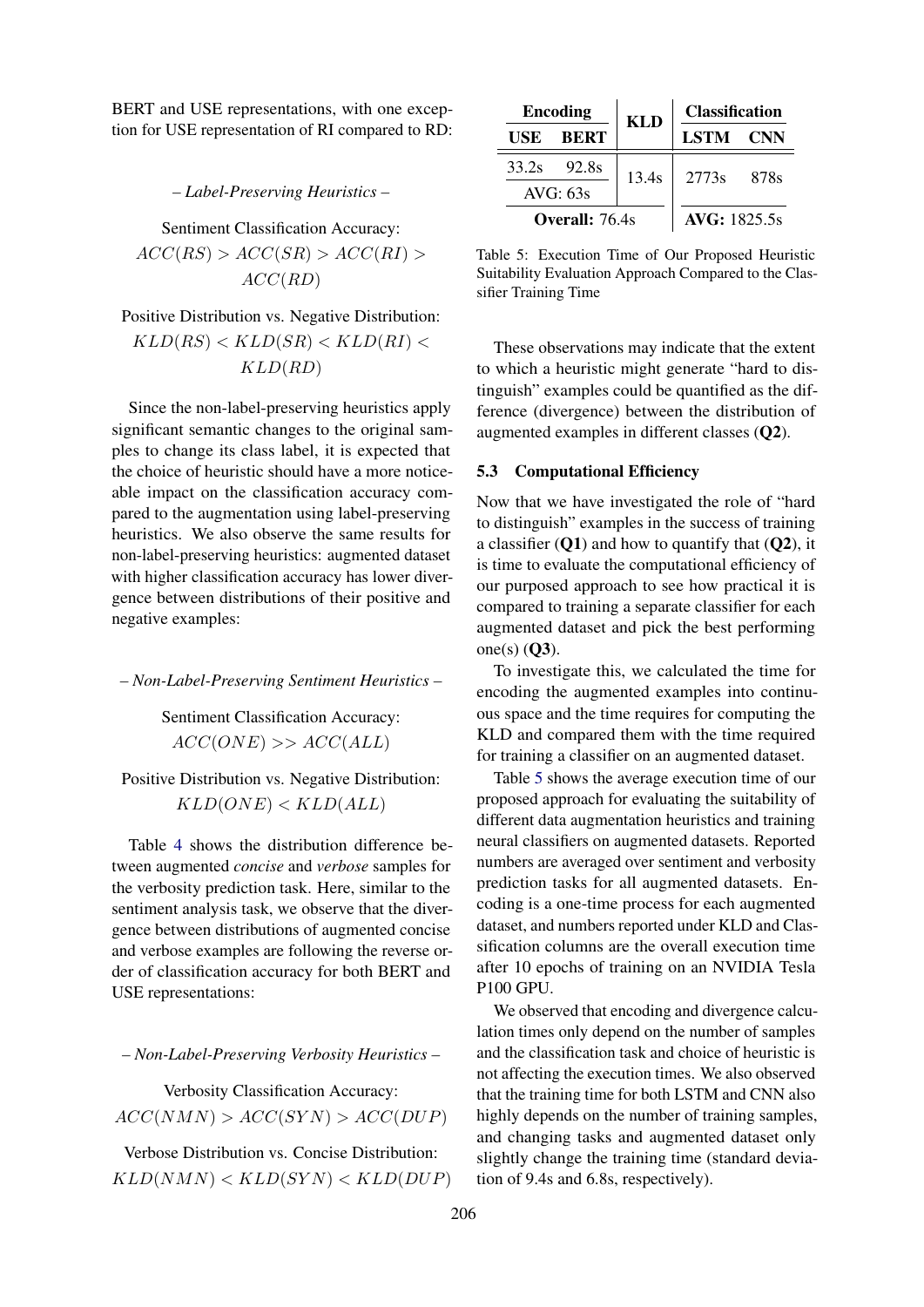BERT and USE representations, with one exception for USE representation of RI compared to RD:

*– Label-Preserving Heuristics –*

Sentiment Classification Accuracy:
$$ACC(RS) > ACC(SR) > ACC(RI) > ACC(RD)$$

Positive Distribution vs. Negative Distribution:
$$KLD(RS) < KLD(SR) < KLD(RI) < KLD(RD)$$

Since the non-label-preserving heuristics apply significant semantic changes to the original samples to change its class label, it is expected that the choice of heuristic should have a more noticeable impact on the classification accuracy compared to the augmentation using label-preserving heuristics. We also observe the same results for non-label-preserving heuristics: augmented dataset with higher classification accuracy has lower divergence between distributions of their positive and negative examples:

*– Non-Label-Preserving Sentiment Heuristics –*

Sentiment Classification Accuracy:
$$ACC(ONE) >> ACC(ALL)$$

Positive Distribution vs. Negative Distribution:
$$KLD(ONE) < KLD(ALL)$$

Table 4 shows the distribution difference between augmented *concise* and *verbose* samples for the verbosity prediction task. Here, similar to the sentiment analysis task, we observe that the divergence between distributions of augmented concise and verbose examples are following the reverse order of classification accuracy for both BERT and USE representations:

*– Non-Label-Preserving Verbosity Heuristics –*

Verbosity Classification Accuracy:
$$ACC(NMN) > ACC(SYN) > ACC(DUP)$$

Verbose Distribution vs. Concise Distribution:
$$KLD(NMN) < KLD(SYN) < KLD(DUP)$$

| **Encoding** | | **KLD** | **Classification** | |
|---|---|---|---|---|
| **USE** | **BERT** | | **LSTM** | **CNN** |
| 33.2s | 92.8s | 13.4s | 2773s | 878s |
| AVG: 63s | | | | |
| **Overall:** 76.4s | | | **AVG:** 1825.5s | |

Table 5: Execution Time of Our Proposed Heuristic Suitability Evaluation Approach Compared to the Classifier Training Time

These observations may indicate that the extent to which a heuristic might generate "hard to distinguish" examples could be quantified as the difference (divergence) between the distribution of augmented examples in different classes (**Q2**).

### 5.3 Computational Efficiency

Now that we have investigated the role of "hard to distinguish" examples in the success of training a classifier (**Q1**) and how to quantify that (**Q2**), it is time to evaluate the computational efficiency of our purposed approach to see how practical it is compared to training a separate classifier for each augmented dataset and pick the best performing one(s) (**Q3**).

To investigate this, we calculated the time for encoding the augmented examples into continuous space and the time requires for computing the KLD and compared them with the time required for training a classifier on an augmented dataset.

Table 5 shows the average execution time of our proposed approach for evaluating the suitability of different data augmentation heuristics and training neural classifiers on augmented datasets. Reported numbers are averaged over sentiment and verbosity prediction tasks for all augmented datasets. Encoding is a one-time process for each augmented dataset, and numbers reported under KLD and Classification columns are the overall execution time after 10 epochs of training on an NVIDIA Tesla P100 GPU.

We observed that encoding and divergence calculation times only depend on the number of samples and the classification task and choice of heuristic is not affecting the execution times. We also observed that the training time for both LSTM and CNN also highly depends on the number of training samples, and changing tasks and augmented dataset only slightly change the training time (standard deviation of 9.4s and 6.8s, respectively).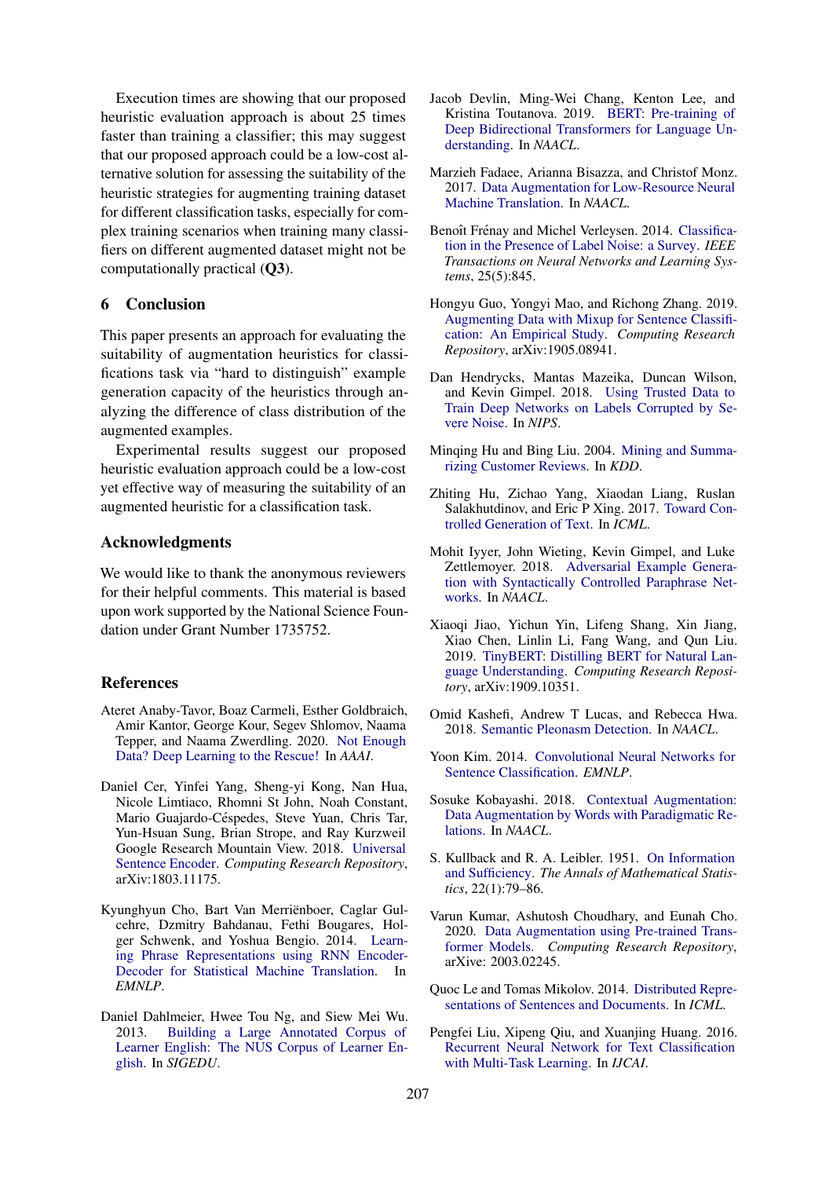Execution times are showing that our proposed heuristic evaluation approach is about 25 times faster than training a classifier; this may suggest that our proposed approach could be a low-cost alternative solution for assessing the suitability of the heuristic strategies for augmenting training dataset for different classification tasks, especially for complex training scenarios when training many classifiers on different augmented dataset might not be computationally practical (**Q3**).

## 6 Conclusion

This paper presents an approach for evaluating the suitability of augmentation heuristics for classifications task via "hard to distinguish" example generation capacity of the heuristics through analyzing the difference of class distribution of the augmented examples.

Experimental results suggest our proposed heuristic evaluation approach could be a low-cost yet effective way of measuring the suitability of an augmented heuristic for a classification task.

## Acknowledgments

We would like to thank the anonymous reviewers for their helpful comments. This material is based upon work supported by the National Science Foundation under Grant Number 1735752.

## References

Ateret Anaby-Tavor, Boaz Carmeli, Esther Goldbraich, Amir Kantor, George Kour, Segev Shlomov, Naama Tepper, and Naama Zwerdling. 2020. Not Enough Data? Deep Learning to the Rescue! In *AAAI*.

Daniel Cer, Yinfei Yang, Sheng-yi Kong, Nan Hua, Nicole Limtiaco, Rhomni St John, Noah Constant, Mario Guajardo-Céspedes, Steve Yuan, Chris Tar, Yun-Hsuan Sung, Brian Strope, and Ray Kurzweil Google Research Mountain View. 2018. Universal Sentence Encoder. *Computing Research Repository*, arXiv:1803.11175.

Kyunghyun Cho, Bart Van Merriënboer, Caglar Gulcehre, Dzmitry Bahdanau, Fethi Bougares, Holger Schwenk, and Yoshua Bengio. 2014. Learning Phrase Representations using RNN Encoder-Decoder for Statistical Machine Translation. In *EMNLP*.

Daniel Dahlmeier, Hwee Tou Ng, and Siew Mei Wu. 2013. Building a Large Annotated Corpus of Learner English: The NUS Corpus of Learner English. In *SIGEDU*.

Jacob Devlin, Ming-Wei Chang, Kenton Lee, and Kristina Toutanova. 2019. BERT: Pre-training of Deep Bidirectional Transformers for Language Understanding. In *NAACL*.

Marzieh Fadaee, Arianna Bisazza, and Christof Monz. 2017. Data Augmentation for Low-Resource Neural Machine Translation. In *NAACL*.

Benoît Frénay and Michel Verleysen. 2014. Classification in the Presence of Label Noise: a Survey. *IEEE Transactions on Neural Networks and Learning Systems*, 25(5):845.

Hongyu Guo, Yongyi Mao, and Richong Zhang. 2019. Augmenting Data with Mixup for Sentence Classification: An Empirical Study. *Computing Research Repository*, arXiv:1905.08941.

Dan Hendrycks, Mantas Mazeika, Duncan Wilson, and Kevin Gimpel. 2018. Using Trusted Data to Train Deep Networks on Labels Corrupted by Severe Noise. In *NIPS*.

Minqing Hu and Bing Liu. 2004. Mining and Summarizing Customer Reviews. In *KDD*.

Zhiting Hu, Zichao Yang, Xiaodan Liang, Ruslan Salakhutdinov, and Eric P Xing. 2017. Toward Controlled Generation of Text. In *ICML*.

Mohit Iyyer, John Wieting, Kevin Gimpel, and Luke Zettlemoyer. 2018. Adversarial Example Generation with Syntactically Controlled Paraphrase Networks. In *NAACL*.

Xiaoqi Jiao, Yichun Yin, Lifeng Shang, Xin Jiang, Xiao Chen, Linlin Li, Fang Wang, and Qun Liu. 2019. TinyBERT: Distilling BERT for Natural Language Understanding. *Computing Research Repository*, arXiv:1909.10351.

Omid Kashefi, Andrew T Lucas, and Rebecca Hwa. 2018. Semantic Pleonasm Detection. In *NAACL*.

Yoon Kim. 2014. Convolutional Neural Networks for Sentence Classification. *EMNLP*.

Sosuke Kobayashi. 2018. Contextual Augmentation: Data Augmentation by Words with Paradigmatic Relations. In *NAACL*.

S. Kullback and R. A. Leibler. 1951. On Information and Sufficiency. *The Annals of Mathematical Statistics*, 22(1):79–86.

Varun Kumar, Ashutosh Choudhary, and Eunah Cho. 2020. Data Augmentation using Pre-trained Transformer Models. *Computing Research Repository*, arXive: 2003.02245.

Quoc Le and Tomas Mikolov. 2014. Distributed Representations of Sentences and Documents. In *ICML*.

Pengfei Liu, Xipeng Qiu, and Xuanjing Huang. 2016. Recurrent Neural Network for Text Classification with Multi-Task Learning. In *IJCAI*.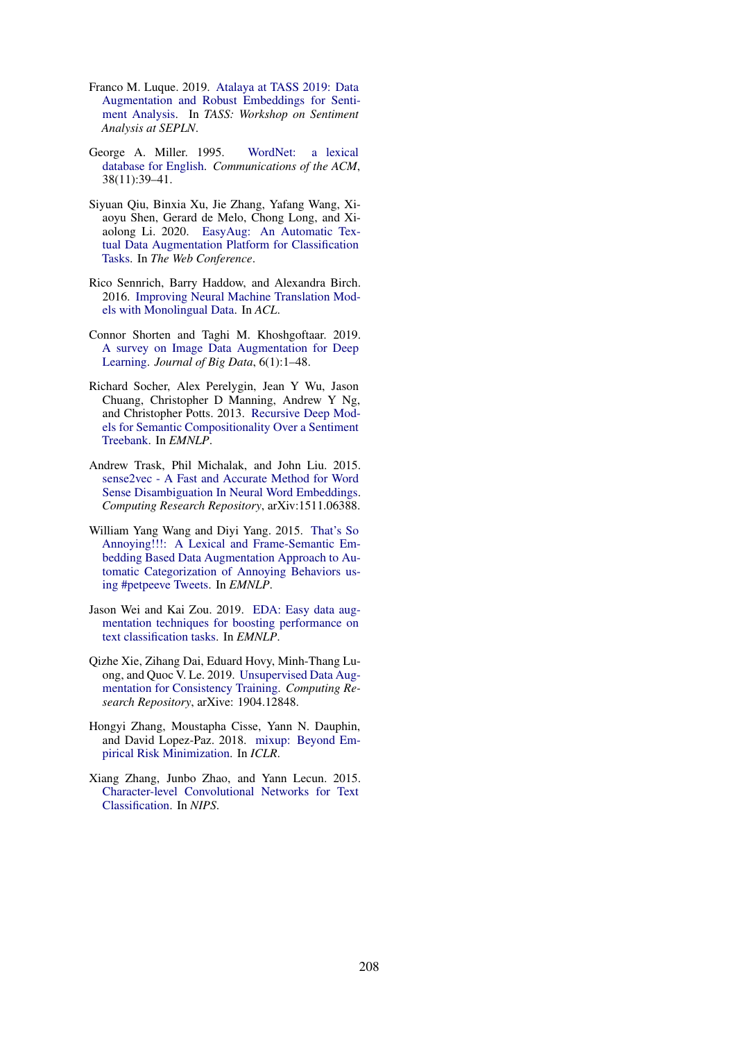Franco M. Luque. 2019. Atalaya at TASS 2019: Data Augmentation and Robust Embeddings for Sentiment Analysis. In *TASS: Workshop on Sentiment Analysis at SEPLN*.

George A. Miller. 1995. WordNet: a lexical database for English. *Communications of the ACM*, 38(11):39–41.

Siyuan Qiu, Binxia Xu, Jie Zhang, Yafang Wang, Xiaoyu Shen, Gerard de Melo, Chong Long, and Xiaolong Li. 2020. EasyAug: An Automatic Textual Data Augmentation Platform for Classification Tasks. In *The Web Conference*.

Rico Sennrich, Barry Haddow, and Alexandra Birch. 2016. Improving Neural Machine Translation Models with Monolingual Data. In *ACL*.

Connor Shorten and Taghi M. Khoshgoftaar. 2019. A survey on Image Data Augmentation for Deep Learning. *Journal of Big Data*, 6(1):1–48.

Richard Socher, Alex Perelygin, Jean Y Wu, Jason Chuang, Christopher D Manning, Andrew Y Ng, and Christopher Potts. 2013. Recursive Deep Models for Semantic Compositionality Over a Sentiment Treebank. In *EMNLP*.

Andrew Trask, Phil Michalak, and John Liu. 2015. sense2vec - A Fast and Accurate Method for Word Sense Disambiguation In Neural Word Embeddings. *Computing Research Repository*, arXiv:1511.06388.

William Yang Wang and Diyi Yang. 2015. That's So Annoying!!!: A Lexical and Frame-Semantic Embedding Based Data Augmentation Approach to Automatic Categorization of Annoying Behaviors using #petpeeve Tweets. In *EMNLP*.

Jason Wei and Kai Zou. 2019. EDA: Easy data augmentation techniques for boosting performance on text classification tasks. In *EMNLP*.

Qizhe Xie, Zihang Dai, Eduard Hovy, Minh-Thang Luong, and Quoc V. Le. 2019. Unsupervised Data Augmentation for Consistency Training. *Computing Research Repository*, arXive: 1904.12848.

Hongyi Zhang, Moustapha Cisse, Yann N. Dauphin, and David Lopez-Paz. 2018. mixup: Beyond Empirical Risk Minimization. In *ICLR*.

Xiang Zhang, Junbo Zhao, and Yann Lecun. 2015. Character-level Convolutional Networks for Text Classification. In *NIPS*.